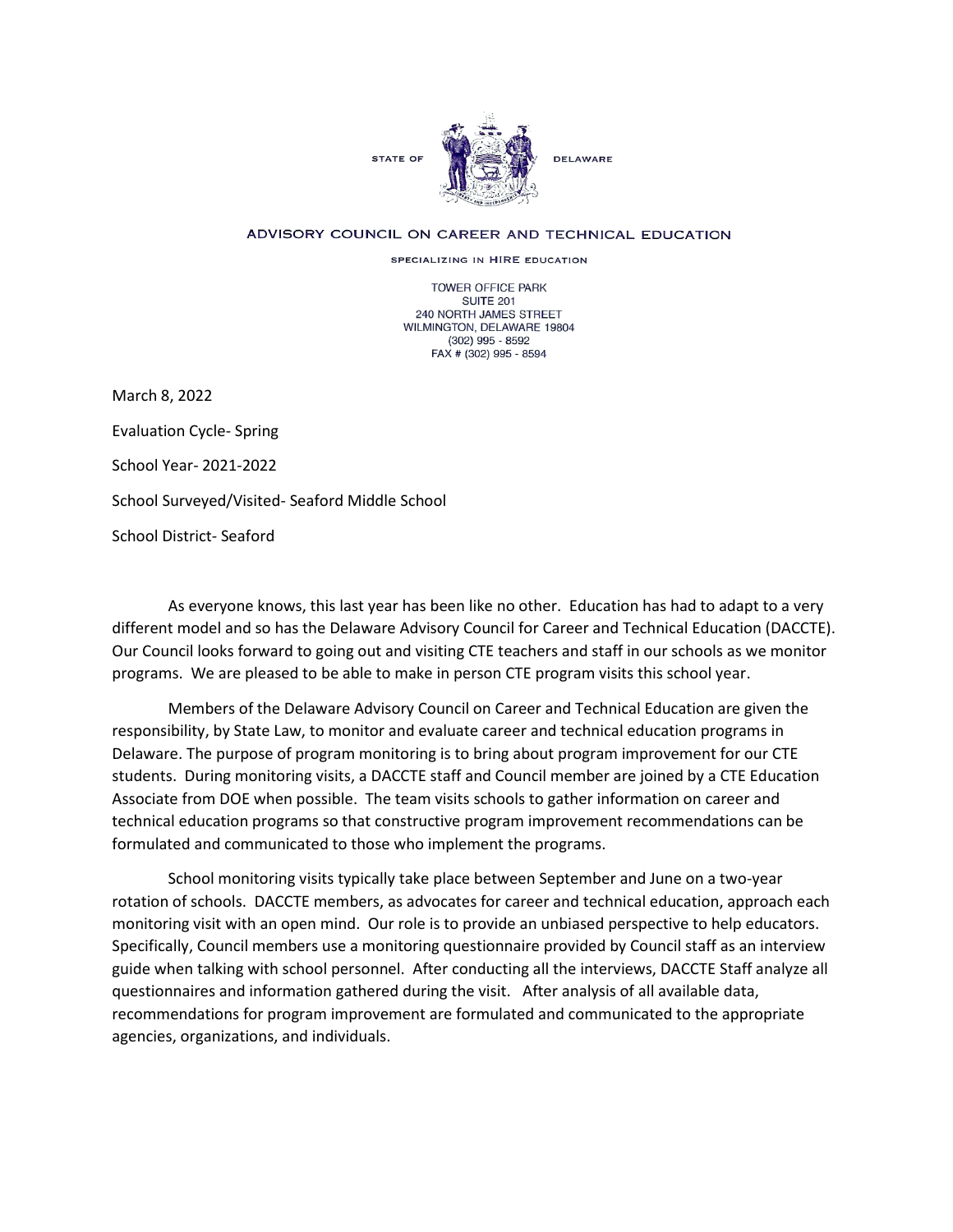STATE OF DELAWARE

## ADVISORY COUNCIL ON CAREER AND TECHNICAL EDUCATION

SPECIALIZING IN HIRE EDUCATION

TOWER OFFICE PARK
SUITE 201
240 NORTH JAMES STREET
WILMINGTON, DELAWARE 19804
(302) 995 - 8592
FAX # (302) 995 - 8594

March 8, 2022

Evaluation Cycle- Spring

School Year- 2021-2022

School Surveyed/Visited- Seaford Middle School

School District- Seaford

As everyone knows, this last year has been like no other. Education has had to adapt to a very different model and so has the Delaware Advisory Council for Career and Technical Education (DACCTE). Our Council looks forward to going out and visiting CTE teachers and staff in our schools as we monitor programs. We are pleased to be able to make in person CTE program visits this school year.

Members of the Delaware Advisory Council on Career and Technical Education are given the responsibility, by State Law, to monitor and evaluate career and technical education programs in Delaware. The purpose of program monitoring is to bring about program improvement for our CTE students. During monitoring visits, a DACCTE staff and Council member are joined by a CTE Education Associate from DOE when possible. The team visits schools to gather information on career and technical education programs so that constructive program improvement recommendations can be formulated and communicated to those who implement the programs.

School monitoring visits typically take place between September and June on a two-year rotation of schools. DACCTE members, as advocates for career and technical education, approach each monitoring visit with an open mind. Our role is to provide an unbiased perspective to help educators. Specifically, Council members use a monitoring questionnaire provided by Council staff as an interview guide when talking with school personnel. After conducting all the interviews, DACCTE Staff analyze all questionnaires and information gathered during the visit. After analysis of all available data, recommendations for program improvement are formulated and communicated to the appropriate agencies, organizations, and individuals.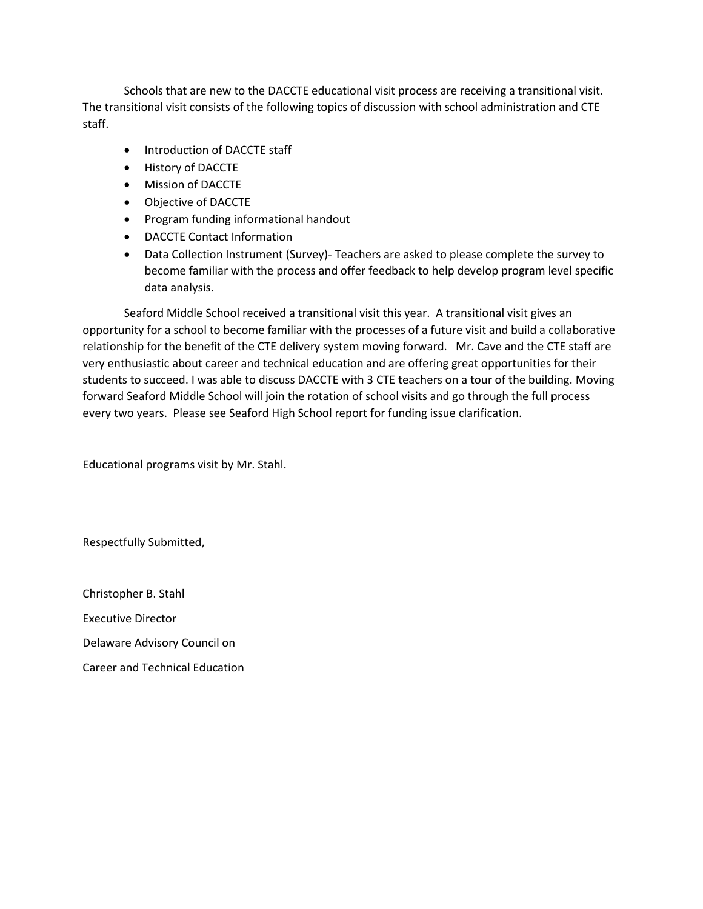Schools that are new to the DACCTE educational visit process are receiving a transitional visit. The transitional visit consists of the following topics of discussion with school administration and CTE staff.

- Introduction of DACCTE staff
- History of DACCTE
- Mission of DACCTE
- Objective of DACCTE
- Program funding informational handout
- DACCTE Contact Information
- Data Collection Instrument (Survey)- Teachers are asked to please complete the survey to become familiar with the process and offer feedback to help develop program level specific data analysis.

Seaford Middle School received a transitional visit this year. A transitional visit gives an opportunity for a school to become familiar with the processes of a future visit and build a collaborative relationship for the benefit of the CTE delivery system moving forward. Mr. Cave and the CTE staff are very enthusiastic about career and technical education and are offering great opportunities for their students to succeed. I was able to discuss DACCTE with 3 CTE teachers on a tour of the building. Moving forward Seaford Middle School will join the rotation of school visits and go through the full process every two years. Please see Seaford High School report for funding issue clarification.

Educational programs visit by Mr. Stahl.

Respectfully Submitted,

Christopher B. Stahl

Executive Director

Delaware Advisory Council on

Career and Technical Education